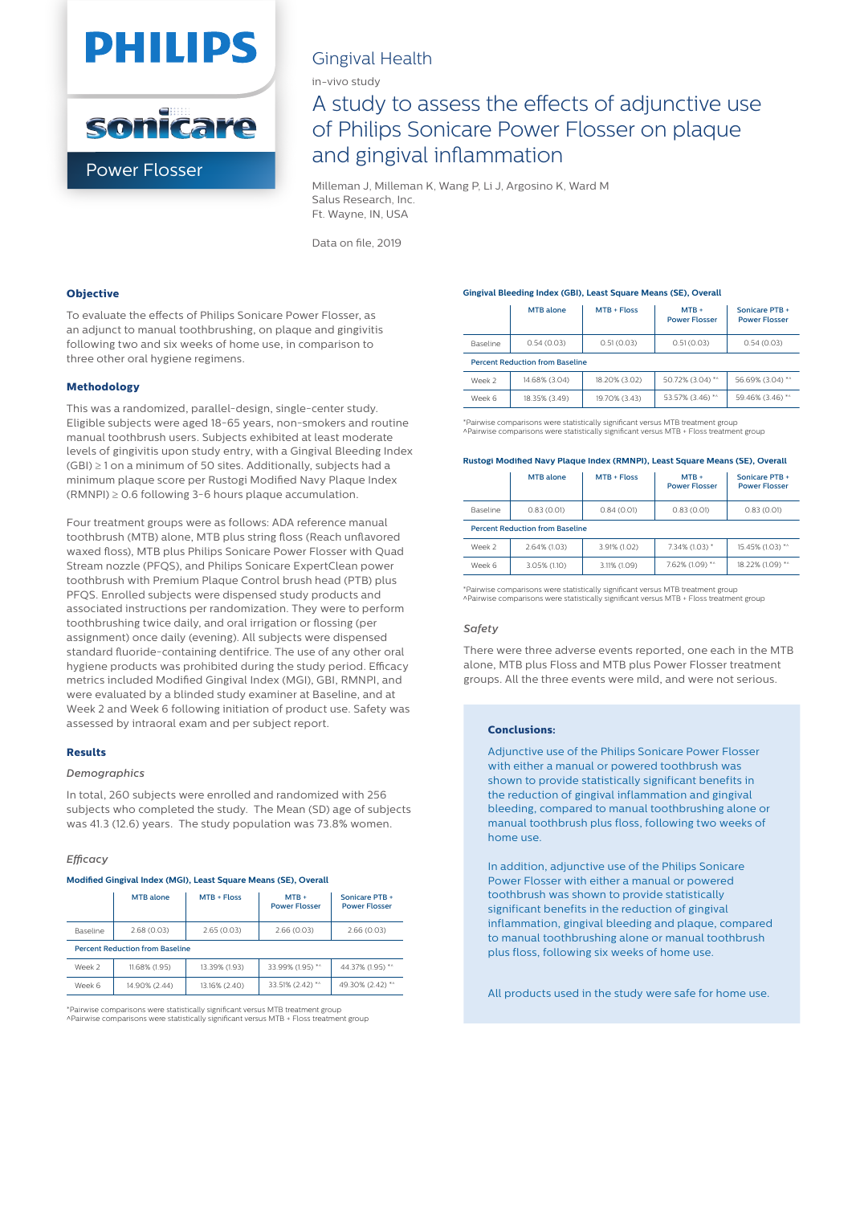PHILIPS

sonicare

Power Flosser

Gingival Health

in-vivo study

# A study to assess the effects of adjunctive use of Philips Sonicare Power Flosser on plaque and gingival inflammation

Milleman J, Milleman K, Wang P, Li J, Argosino K, Ward M
Salus Research, Inc.
Ft. Wayne, IN, USA

Data on file, 2019

## Objective

To evaluate the effects of Philips Sonicare Power Flosser, as an adjunct to manual toothbrushing, on plaque and gingivitis following two and six weeks of home use, in comparison to three other oral hygiene regimens.

## Methodology

This was a randomized, parallel-design, single-center study. Eligible subjects were aged 18-65 years, non-smokers and routine manual toothbrush users. Subjects exhibited at least moderate levels of gingivitis upon study entry, with a Gingival Bleeding Index (GBI) ≥ 1 on a minimum of 50 sites. Additionally, subjects had a minimum plaque score per Rustogi Modified Navy Plaque Index (RMNPI) ≥ 0.6 following 3-6 hours plaque accumulation.

Four treatment groups were as follows: ADA reference manual toothbrush (MTB) alone, MTB plus string floss (Reach unflavored waxed floss), MTB plus Philips Sonicare Power Flosser with Quad Stream nozzle (PFQS), and Philips Sonicare ExpertClean power toothbrush with Premium Plaque Control brush head (PTB) plus PFQS. Enrolled subjects were dispensed study products and associated instructions per randomization. They were to perform toothbrushing twice daily, and oral irrigation or flossing (per assignment) once daily (evening). All subjects were dispensed standard fluoride-containing dentifrice. The use of any other oral hygiene products was prohibited during the study period. Efficacy metrics included Modified Gingival Index (MGI), GBI, RMNPI, and were evaluated by a blinded study examiner at Baseline, and at Week 2 and Week 6 following initiation of product use. Safety was assessed by intraoral exam and per subject report.

## Results

*Demographics*

In total, 260 subjects were enrolled and randomized with 256 subjects who completed the study. The Mean (SD) age of subjects was 41.3 (12.6) years. The study population was 73.8% women.

*Efficacy*

**Modified Gingival Index (MGI), Least Square Means (SE), Overall**

| | MTB alone | MTB + Floss | MTB + Power Flosser | Sonicare PTB + Power Flosser |
|---|---|---|---|---|
| Baseline | 2.68 (0.03) | 2.65 (0.03) | 2.66 (0.03) | 2.66 (0.03) |
| **Percent Reduction from Baseline** | | | | |
| Week 2 | 11.68% (1.95) | 13.39% (1.93) | 33.99% (1.95) *^ | 44.37% (1.95) *^ |
| Week 6 | 14.90% (2.44) | 13.16% (2.40) | 33.51% (2.42) *^ | 49.30% (2.42) *^ |

*Pairwise comparisons were statistically significant versus MTB treatment group
^Pairwise comparisons were statistically significant versus MTB + Floss treatment group

**Gingival Bleeding Index (GBI), Least Square Means (SE), Overall**

| | MTB alone | MTB + Floss | MTB + Power Flosser | Sonicare PTB + Power Flosser |
|---|---|---|---|---|
| Baseline | 0.54 (0.03) | 0.51 (0.03) | 0.51 (0.03) | 0.54 (0.03) |
| **Percent Reduction from Baseline** | | | | |
| Week 2 | 14.68% (3.04) | 18.20% (3.02) | 50.72% (3.04) *^ | 56.69% (3.04) *^ |
| Week 6 | 18.35% (3.49) | 19.70% (3.43) | 53.57% (3.46) *^ | 59.46% (3.46) *^ |

*Pairwise comparisons were statistically significant versus MTB treatment group
^Pairwise comparisons were statistically significant versus MTB + Floss treatment group

**Rustogi Modified Navy Plaque Index (RMNPI), Least Square Means (SE), Overall**

| | MTB alone | MTB + Floss | MTB + Power Flosser | Sonicare PTB + Power Flosser |
|---|---|---|---|---|
| Baseline | 0.83 (0.01) | 0.84 (0.01) | 0.83 (0.01) | 0.83 (0.01) |
| **Percent Reduction from Baseline** | | | | |
| Week 2 | 2.64% (1.03) | 3.91% (1.02) | 7.34% (1.03) * | 15.45% (1.03) *^ |
| Week 6 | 3.05% (1.10) | 3.11% (1.09) | 7.62% (1.09) *^ | 18.22% (1.09) *^ |

*Pairwise comparisons were statistically significant versus MTB treatment group
^Pairwise comparisons were statistically significant versus MTB + Floss treatment group

*Safety*

There were three adverse events reported, one each in the MTB alone, MTB plus Floss and MTB plus Power Flosser treatment groups. All the three events were mild, and were not serious.

**Conclusions:**

Adjunctive use of the Philips Sonicare Power Flosser with either a manual or powered toothbrush was shown to provide statistically significant benefits in the reduction of gingival inflammation and gingival bleeding, compared to manual toothbrushing alone or manual toothbrush plus floss, following two weeks of home use.

In addition, adjunctive use of the Philips Sonicare Power Flosser with either a manual or powered toothbrush was shown to provide statistically significant benefits in the reduction of gingival inflammation, gingival bleeding and plaque, compared to manual toothbrushing alone or manual toothbrush plus floss, following six weeks of home use.

All products used in the study were safe for home use.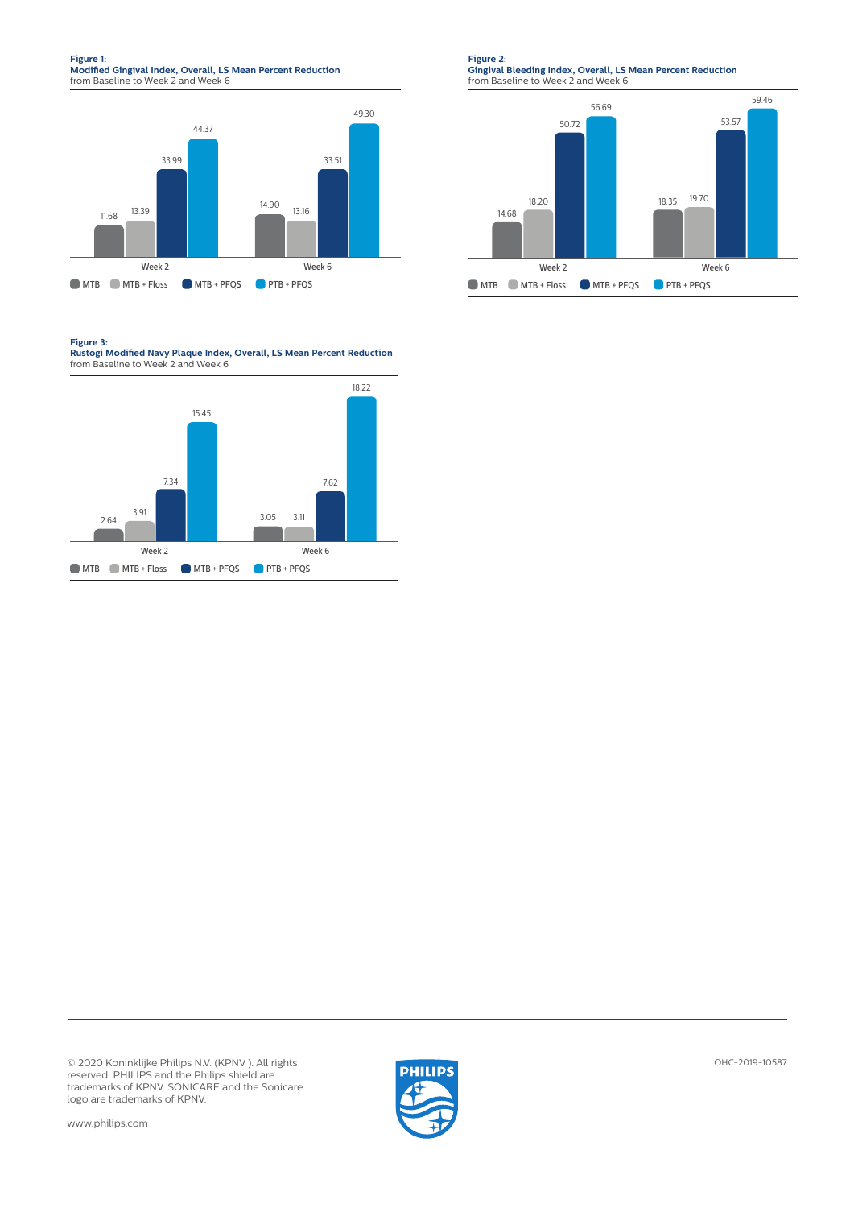**Figure 1:**
**Modified Gingival Index, Overall, LS Mean Percent Reduction**
from Baseline to Week 2 and Week 6

11.68
13.39
33.99
44.37
14.90
13.16
33.51
49.30

Week 2
Week 6

MTB  MTB + Floss  MTB + PFQS  PTB + PFQS

**Figure 2:**
**Gingival Bleeding Index, Overall, LS Mean Percent Reduction**
from Baseline to Week 2 and Week 6

14.68
18.20
50.72
56.69
18.35
19.70
53.57
59.46

Week 2
Week 6

MTB  MTB + Floss  MTB + PFQS  PTB + PFQS

**Figure 3:**
**Rustogi Modified Navy Plaque Index, Overall, LS Mean Percent Reduction**
from Baseline to Week 2 and Week 6

2.64
3.91
7.34
15.45
3.05
3.11
7.62
18.22

Week 2
Week 6

MTB  MTB + Floss  MTB + PFQS  PTB + PFQS

© 2020 Koninklijke Philips N.V. (KPNV ). All rights reserved. PHILIPS and the Philips shield are trademarks of KPNV. SONICARE and the Sonicare logo are trademarks of KPNV.

www.philips.com

OHC-2019-10587